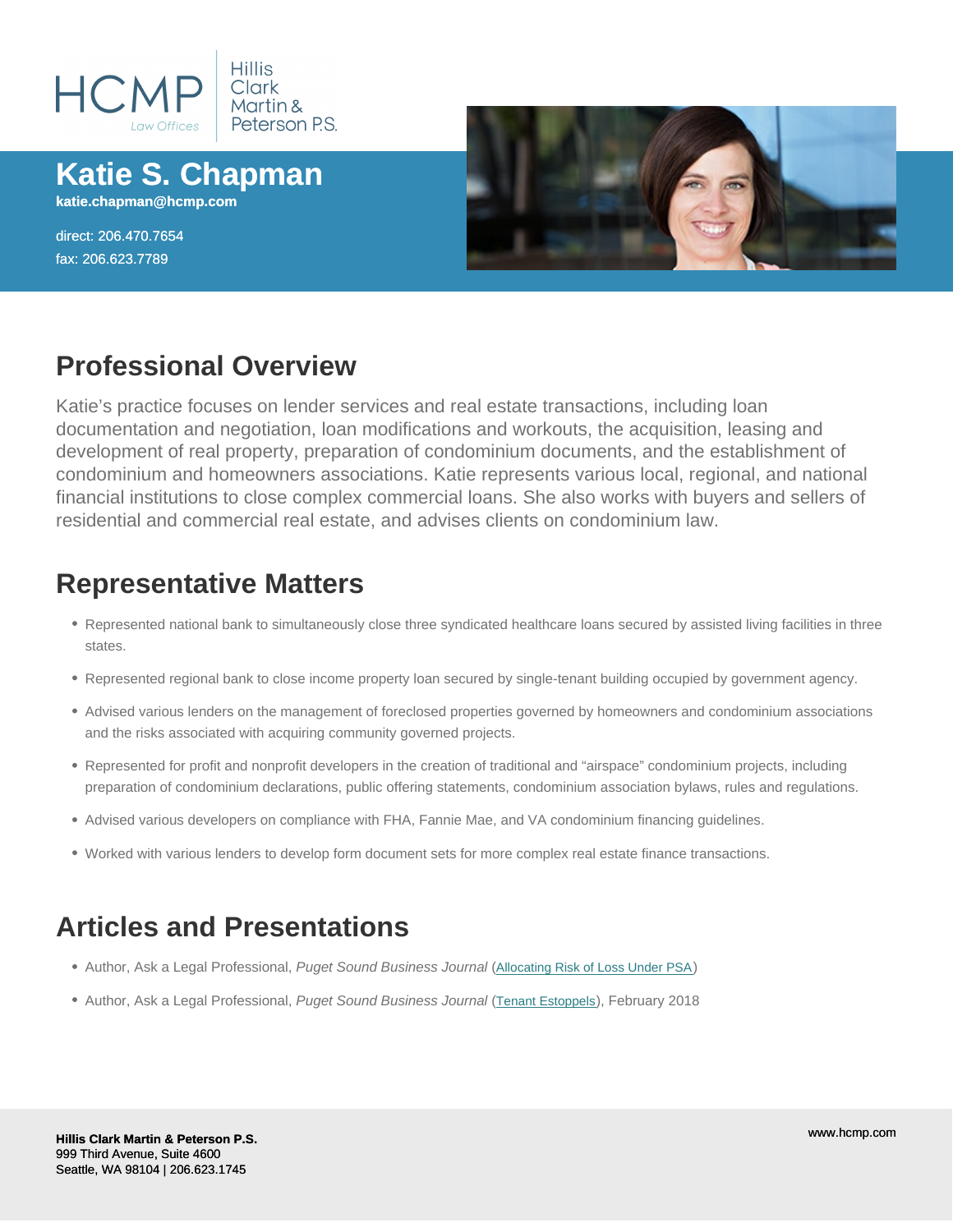HCMP Law Offices | Hillis Clark Martin & Peterson P.S.

# Katie S. Chapman

**katie.chapman@hcmp.com**

direct: 206.470.7654
fax: 206.623.7789

## Professional Overview

Katie's practice focuses on lender services and real estate transactions, including loan documentation and negotiation, loan modifications and workouts, the acquisition, leasing and development of real property, preparation of condominium documents, and the establishment of condominium and homeowners associations. Katie represents various local, regional, and national financial institutions to close complex commercial loans. She also works with buyers and sellers of residential and commercial real estate, and advises clients on condominium law.

## Representative Matters

- Represented national bank to simultaneously close three syndicated healthcare loans secured by assisted living facilities in three states.
- Represented regional bank to close income property loan secured by single-tenant building occupied by government agency.
- Advised various lenders on the management of foreclosed properties governed by homeowners and condominium associations and the risks associated with acquiring community governed projects.
- Represented for profit and nonprofit developers in the creation of traditional and "airspace" condominium projects, including preparation of condominium declarations, public offering statements, condominium association bylaws, rules and regulations.
- Advised various developers on compliance with FHA, Fannie Mae, and VA condominium financing guidelines.
- Worked with various lenders to develop form document sets for more complex real estate finance transactions.

## Articles and Presentations

- Author, Ask a Legal Professional, *Puget Sound Business Journal* (Allocating Risk of Loss Under PSA)
- Author, Ask a Legal Professional, *Puget Sound Business Journal* (Tenant Estoppels), February 2018

**Hillis Clark Martin & Peterson P.S.**
999 Third Avenue, Suite 4600
Seattle, WA 98104 | 206.623.1745

www.hcmp.com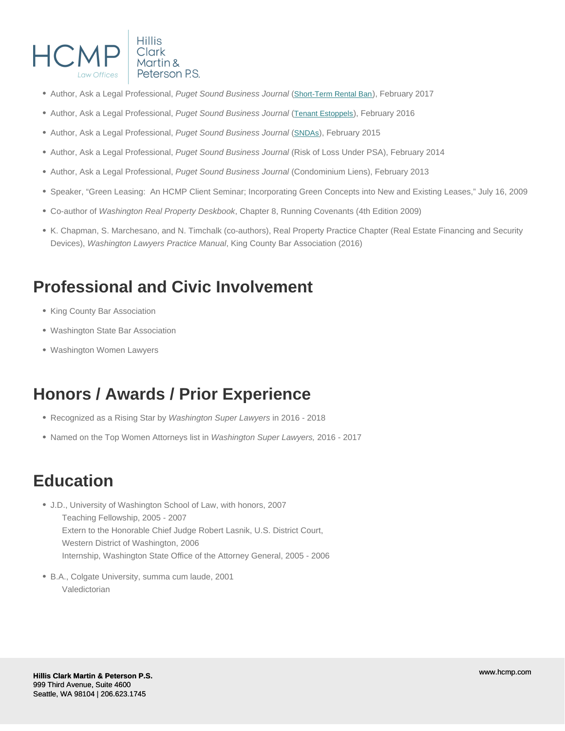- Author, Ask a Legal Professional, *Puget Sound Business Journal* (Short-Term Rental Ban), February 2017
- Author, Ask a Legal Professional, *Puget Sound Business Journal* (Tenant Estoppels), February 2016
- Author, Ask a Legal Professional, *Puget Sound Business Journal* (SNDAs), February 2015
- Author, Ask a Legal Professional, *Puget Sound Business Journal* (Risk of Loss Under PSA), February 2014
- Author, Ask a Legal Professional, *Puget Sound Business Journal* (Condominium Liens), February 2013
- Speaker, "Green Leasing: An HCMP Client Seminar; Incorporating Green Concepts into New and Existing Leases," July 16, 2009
- Co-author of *Washington Real Property Deskbook*, Chapter 8, Running Covenants (4th Edition 2009)
- K. Chapman, S. Marchesano, and N. Timchalk (co-authors), Real Property Practice Chapter (Real Estate Financing and Security Devices), *Washington Lawyers Practice Manual*, King County Bar Association (2016)

## Professional and Civic Involvement

- King County Bar Association
- Washington State Bar Association
- Washington Women Lawyers

## Honors / Awards / Prior Experience

- Recognized as a Rising Star by *Washington Super Lawyers* in 2016 - 2018
- Named on the Top Women Attorneys list in *Washington Super Lawyers,* 2016 - 2017

## Education

- J.D., University of Washington School of Law, with honors, 2007
  Teaching Fellowship, 2005 - 2007
  Extern to the Honorable Chief Judge Robert Lasnik, U.S. District Court, Western District of Washington, 2006
  Internship, Washington State Office of the Attorney General, 2005 - 2006
- B.A., Colgate University, summa cum laude, 2001
  Valedictorian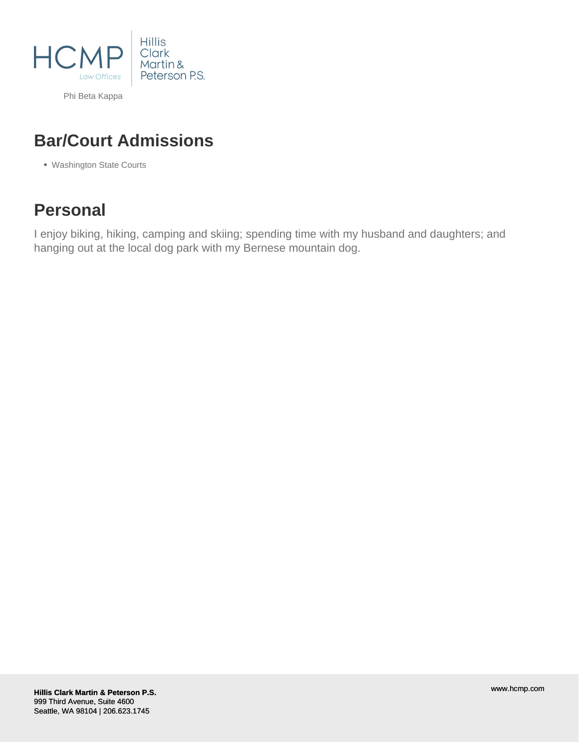Phi Beta Kappa

## Bar/Court Admissions

- Washington State Courts

## Personal

I enjoy biking, hiking, camping and skiing; spending time with my husband and daughters; and hanging out at the local dog park with my Bernese mountain dog.